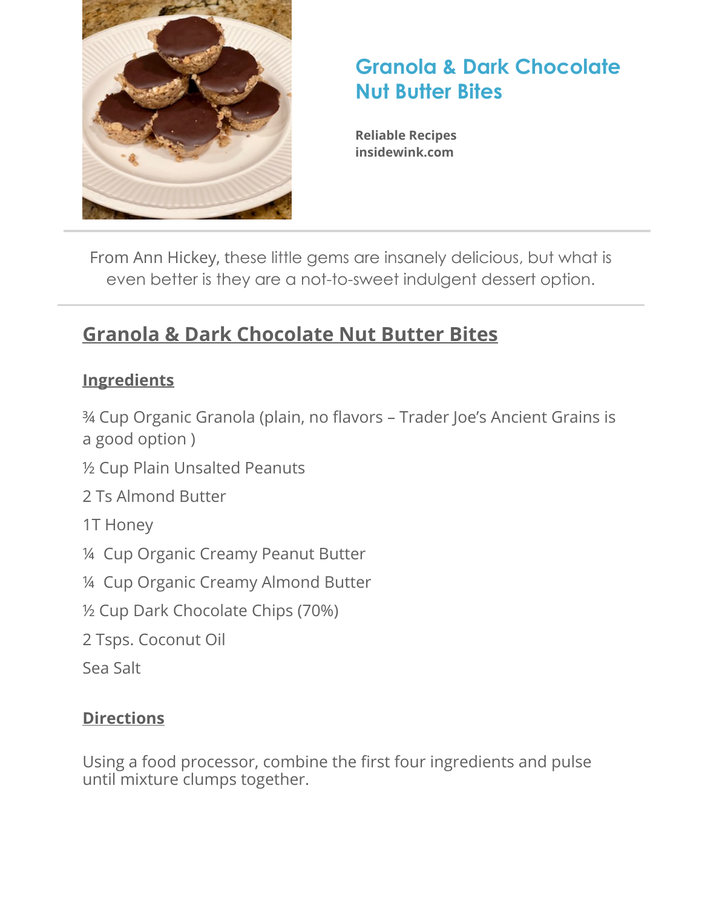# Granola & Dark Chocolate Nut Butter Bites

**Reliable Recipes**
**insidewink.com**

---

From Ann Hickey, these little gems are insanely delicious, but what is even better is they are a not-to-sweet indulgent dessert option.

---

## Granola & Dark Chocolate Nut Butter Bites

### Ingredients

¾ Cup Organic Granola (plain, no flavors – Trader Joe's Ancient Grains is a good option )

½ Cup Plain Unsalted Peanuts

2 Ts Almond Butter

1T Honey

¼  Cup Organic Creamy Peanut Butter

¼  Cup Organic Creamy Almond Butter

½ Cup Dark Chocolate Chips (70%)

2 Tsps. Coconut Oil

Sea Salt

### Directions

Using a food processor, combine the first four ingredients and pulse until mixture clumps together.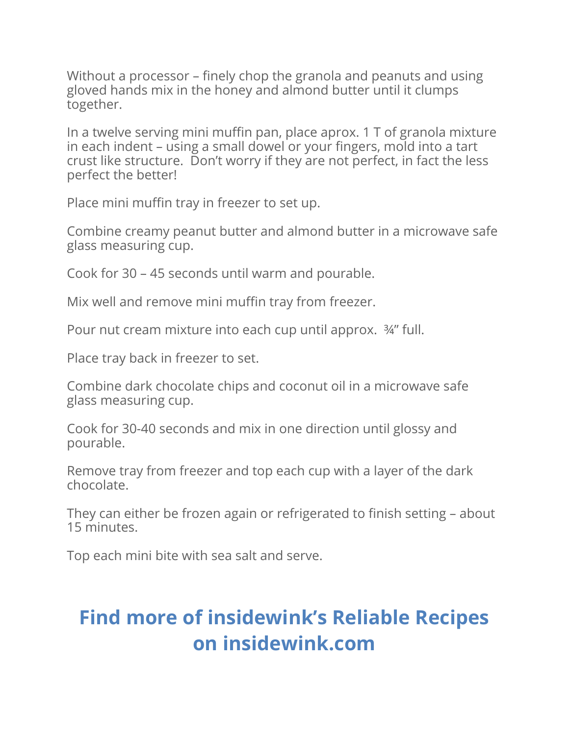Without a processor – finely chop the granola and peanuts and using gloved hands mix in the honey and almond butter until it clumps together.

In a twelve serving mini muffin pan, place aprox. 1 T of granola mixture in each indent – using a small dowel or your fingers, mold into a tart crust like structure.  Don't worry if they are not perfect, in fact the less perfect the better!

Place mini muffin tray in freezer to set up.

Combine creamy peanut butter and almond butter in a microwave safe glass measuring cup.

Cook for 30 – 45 seconds until warm and pourable.

Mix well and remove mini muffin tray from freezer.

Pour nut cream mixture into each cup until approx.  ¾" full.

Place tray back in freezer to set.

Combine dark chocolate chips and coconut oil in a microwave safe glass measuring cup.

Cook for 30-40 seconds and mix in one direction until glossy and pourable.

Remove tray from freezer and top each cup with a layer of the dark chocolate.

They can either be frozen again or refrigerated to finish setting – about 15 minutes.

Top each mini bite with sea salt and serve.

## Find more of insidewink's Reliable Recipes on insidewink.com